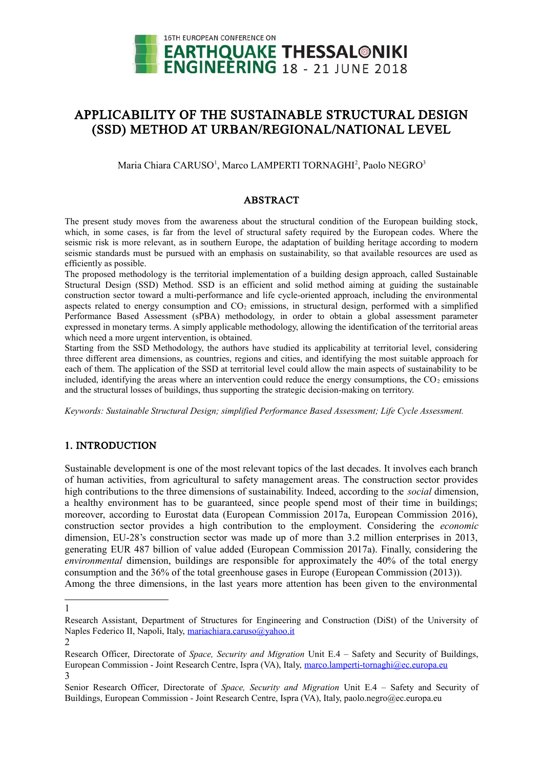# APPLICABILITY OF THE SUSTAINABLE STRUCTURAL DESIGN (SSD) METHOD AT URBAN/REGIONAL/NATIONAL LEVEL

Maria Chiara CARUSO[1], Marco LAMPERTI TORNAGHI[2], Paolo NEGRO[3]

## ABSTRACT

The present study moves from the awareness about the structural condition of the European building stock, which, in some cases, is far from the level of structural safety required by the European codes. Where the seismic risk is more relevant, as in southern Europe, the adaptation of building heritage according to modern seismic standards must be pursued with an emphasis on sustainability, so that available resources are used as efficiently as possible.

The proposed methodology is the territorial implementation of a building design approach, called Sustainable Structural Design (SSD) Method. SSD is an efficient and solid method aiming at guiding the sustainable construction sector toward a multi-performance and life cycle-oriented approach, including the environmental aspects related to energy consumption and $CO_2$ emissions, in structural design, performed with a simplified Performance Based Assessment (sPBA) methodology, in order to obtain a global assessment parameter expressed in monetary terms. A simply applicable methodology, allowing the identification of the territorial areas which need a more urgent intervention, is obtained.

Starting from the SSD Methodology, the authors have studied its applicability at territorial level, considering three different area dimensions, as countries, regions and cities, and identifying the most suitable approach for each of them. The application of the SSD at territorial level could allow the main aspects of sustainability to be included, identifying the areas where an intervention could reduce the energy consumptions, the $CO_2$ emissions and the structural losses of buildings, thus supporting the strategic decision-making on territory.

*Keywords: Sustainable Structural Design; simplified Performance Based Assessment; Life Cycle Assessment.*

## 1. INTRODUCTION

Sustainable development is one of the most relevant topics of the last decades. It involves each branch of human activities, from agricultural to safety management areas. The construction sector provides high contributions to the three dimensions of sustainability. Indeed, according to the *social* dimension, a healthy environment has to be guaranteed, since people spend most of their time in buildings; moreover, according to Eurostat data (European Commission 2017a, European Commission 2016), construction sector provides a high contribution to the employment. Considering the *economic* dimension, EU-28's construction sector was made up of more than 3.2 million enterprises in 2013, generating EUR 487 billion of value added (European Commission 2017a). Finally, considering the *environmental* dimension, buildings are responsible for approximately the 40% of the total energy consumption and the 36% of the total greenhouse gases in Europe (European Commission (2013)).

Among the three dimensions, in the last years more attention has been given to the environmental

---

[1] Research Assistant, Department of Structures for Engineering and Construction (DiSt) of the University of Naples Federico II, Napoli, Italy, mariachiara.caruso@yahoo.it

[2] Research Officer, Directorate of *Space, Security and Migration* Unit E.4 – Safety and Security of Buildings, European Commission - Joint Research Centre, Ispra (VA), Italy, marco.lamperti-tornaghi@ec.europa.eu

[3] Senior Research Officer, Directorate of *Space, Security and Migration* Unit E.4 – Safety and Security of Buildings, European Commission - Joint Research Centre, Ispra (VA), Italy, paolo.negro@ec.europa.eu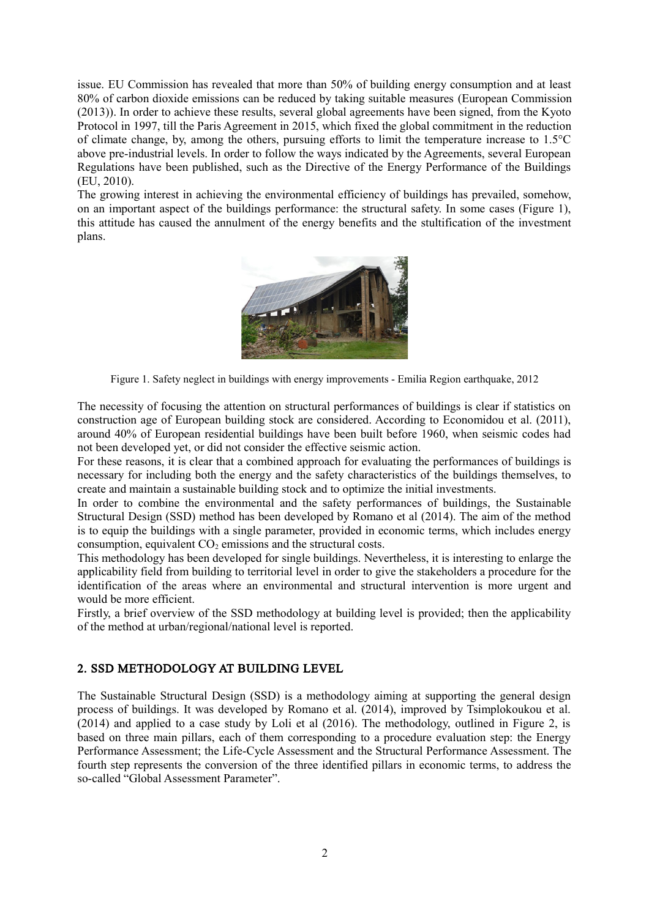issue. EU Commission has revealed that more than 50% of building energy consumption and at least 80% of carbon dioxide emissions can be reduced by taking suitable measures (European Commission (2013)). In order to achieve these results, several global agreements have been signed, from the Kyoto Protocol in 1997, till the Paris Agreement in 2015, which fixed the global commitment in the reduction of climate change, by, among the others, pursuing efforts to limit the temperature increase to 1.5°C above pre-industrial levels. In order to follow the ways indicated by the Agreements, several European Regulations have been published, such as the Directive of the Energy Performance of the Buildings (EU, 2010).

The growing interest in achieving the environmental efficiency of buildings has prevailed, somehow, on an important aspect of the buildings performance: the structural safety. In some cases (Figure 1), this attitude has caused the annulment of the energy benefits and the stultification of the investment plans.

Figure 1. Safety neglect in buildings with energy improvements - Emilia Region earthquake, 2012

The necessity of focusing the attention on structural performances of buildings is clear if statistics on construction age of European building stock are considered. According to Economidou et al. (2011), around 40% of European residential buildings have been built before 1960, when seismic codes had not been developed yet, or did not consider the effective seismic action.

For these reasons, it is clear that a combined approach for evaluating the performances of buildings is necessary for including both the energy and the safety characteristics of the buildings themselves, to create and maintain a sustainable building stock and to optimize the initial investments.

In order to combine the environmental and the safety performances of buildings, the Sustainable Structural Design (SSD) method has been developed by Romano et al (2014). The aim of the method is to equip the buildings with a single parameter, provided in economic terms, which includes energy consumption, equivalent $CO_2$ emissions and the structural costs.

This methodology has been developed for single buildings. Nevertheless, it is interesting to enlarge the applicability field from building to territorial level in order to give the stakeholders a procedure for the identification of the areas where an environmental and structural intervention is more urgent and would be more efficient.

Firstly, a brief overview of the SSD methodology at building level is provided; then the applicability of the method at urban/regional/national level is reported.

## 2. SSD METHODOLOGY AT BUILDING LEVEL

The Sustainable Structural Design (SSD) is a methodology aiming at supporting the general design process of buildings. It was developed by Romano et al. (2014), improved by Tsimplokoukou et al. (2014) and applied to a case study by Loli et al (2016). The methodology, outlined in Figure 2, is based on three main pillars, each of them corresponding to a procedure evaluation step: the Energy Performance Assessment; the Life-Cycle Assessment and the Structural Performance Assessment. The fourth step represents the conversion of the three identified pillars in economic terms, to address the so-called "Global Assessment Parameter".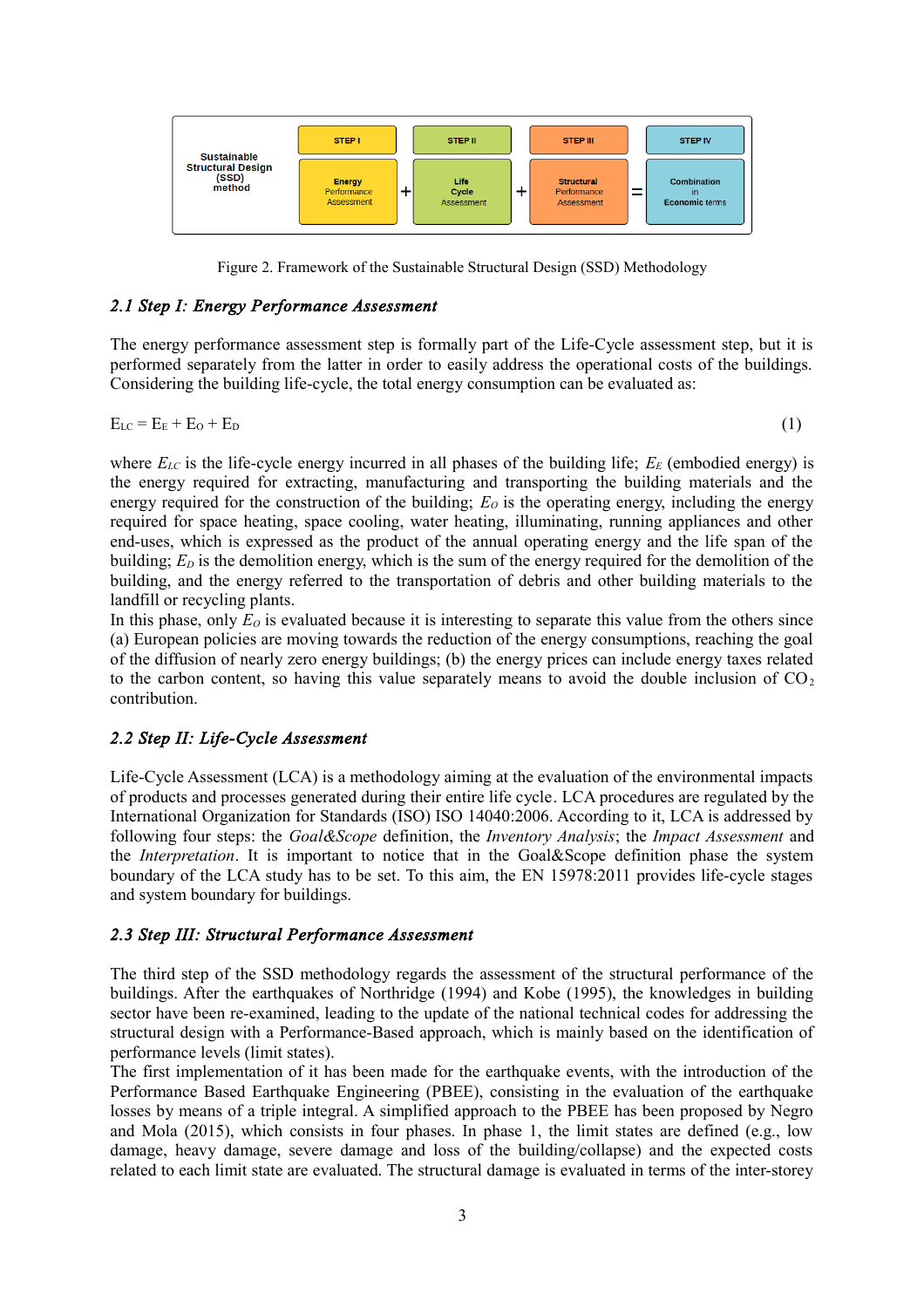| Sustainable Structural Design (SSD) method | STEP I | | STEP II | | STEP III | | STEP IV |
|---|---|---|---|---|---|---|---|
| | Energy Performance Assessment | + | Life Cycle Assessment | + | Structural Performance Assessment | = | Combination in Economic terms |

Figure 2. Framework of the Sustainable Structural Design (SSD) Methodology

### *2.1 Step I: Energy Performance Assessment*

The energy performance assessment step is formally part of the Life-Cycle assessment step, but it is performed separately from the latter in order to easily address the operational costs of the buildings. Considering the building life-cycle, the total energy consumption can be evaluated as:

$$E_{LC} = E_E + E_O + E_D \tag{1}$$

where $E_{LC}$ is the life-cycle energy incurred in all phases of the building life; $E_E$ (embodied energy) is the energy required for extracting, manufacturing and transporting the building materials and the energy required for the construction of the building; $E_O$ is the operating energy, including the energy required for space heating, space cooling, water heating, illuminating, running appliances and other end-uses, which is expressed as the product of the annual operating energy and the life span of the building; $E_D$ is the demolition energy, which is the sum of the energy required for the demolition of the building, and the energy referred to the transportation of debris and other building materials to the landfill or recycling plants.

In this phase, only $E_O$ is evaluated because it is interesting to separate this value from the others since (a) European policies are moving towards the reduction of the energy consumptions, reaching the goal of the diffusion of nearly zero energy buildings; (b) the energy prices can include energy taxes related to the carbon content, so having this value separately means to avoid the double inclusion of $CO_2$ contribution.

### *2.2 Step II: Life-Cycle Assessment*

Life-Cycle Assessment (LCA) is a methodology aiming at the evaluation of the environmental impacts of products and processes generated during their entire life cycle. LCA procedures are regulated by the International Organization for Standards (ISO) ISO 14040:2006. According to it, LCA is addressed by following four steps: the *Goal&Scope* definition, the *Inventory Analysis*; the *Impact Assessment* and the *Interpretation*. It is important to notice that in the Goal&Scope definition phase the system boundary of the LCA study has to be set. To this aim, the EN 15978:2011 provides life-cycle stages and system boundary for buildings.

### *2.3 Step III: Structural Performance Assessment*

The third step of the SSD methodology regards the assessment of the structural performance of the buildings. After the earthquakes of Northridge (1994) and Kobe (1995), the knowledges in building sector have been re-examined, leading to the update of the national technical codes for addressing the structural design with a Performance-Based approach, which is mainly based on the identification of performance levels (limit states).

The first implementation of it has been made for the earthquake events, with the introduction of the Performance Based Earthquake Engineering (PBEE), consisting in the evaluation of the earthquake losses by means of a triple integral. A simplified approach to the PBEE has been proposed by Negro and Mola (2015), which consists in four phases. In phase 1, the limit states are defined (e.g., low damage, heavy damage, severe damage and loss of the building/collapse) and the expected costs related to each limit state are evaluated. The structural damage is evaluated in terms of the inter-storey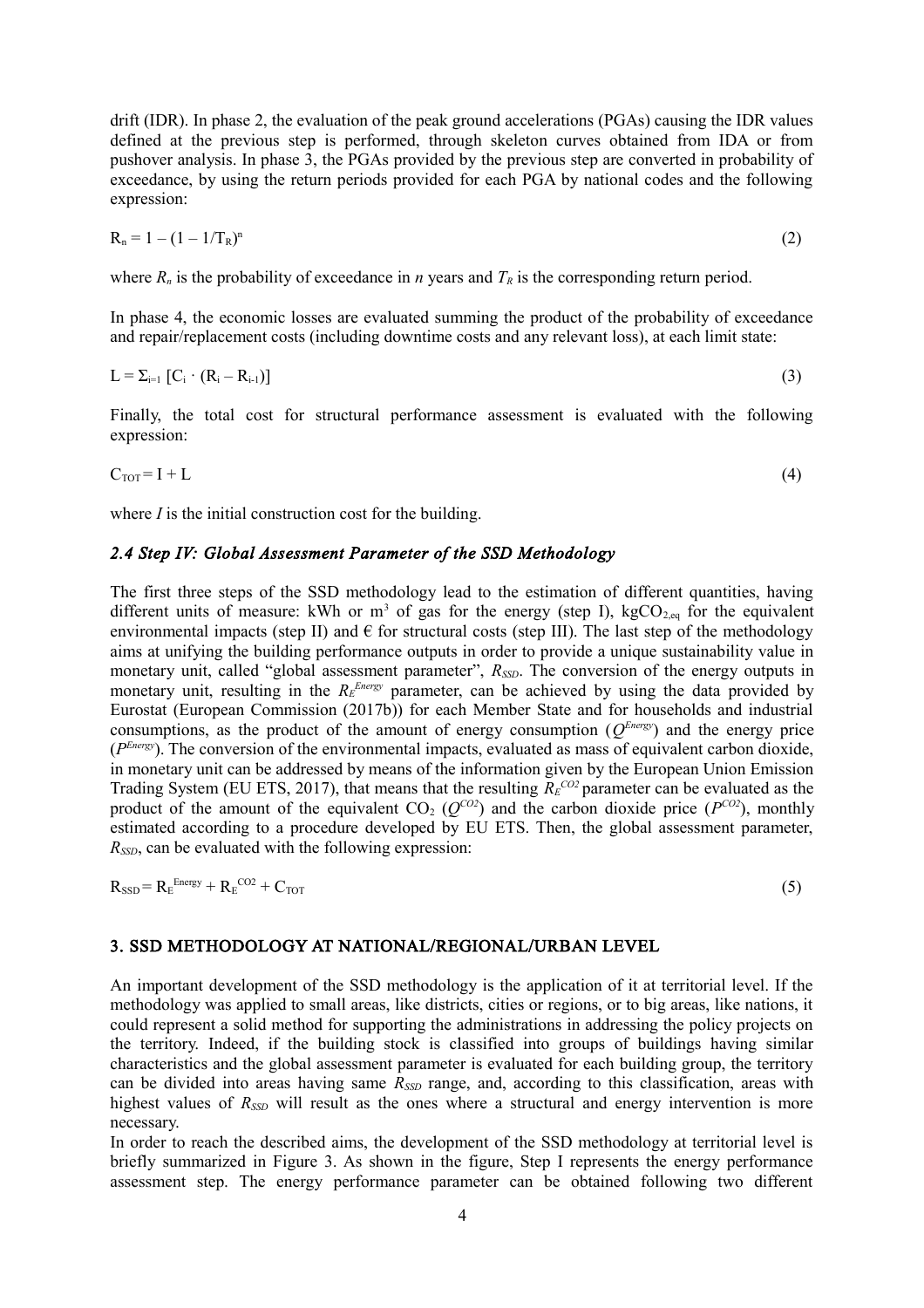drift (IDR). In phase 2, the evaluation of the peak ground accelerations (PGAs) causing the IDR values defined at the previous step is performed, through skeleton curves obtained from IDA or from pushover analysis. In phase 3, the PGAs provided by the previous step are converted in probability of exceedance, by using the return periods provided for each PGA by national codes and the following expression:

$$R_n = 1 - (1 - 1/T_R)^n \tag{2}$$

where $R_n$ is the probability of exceedance in $n$ years and $T_R$ is the corresponding return period.

In phase 4, the economic losses are evaluated summing the product of the probability of exceedance and repair/replacement costs (including downtime costs and any relevant loss), at each limit state:

$$L = \Sigma_{i=1} [C_i \cdot (R_i - R_{i-1})] \tag{3}$$

Finally, the total cost for structural performance assessment is evaluated with the following expression:

$$C_{TOT} = I + L \tag{4}$$

where $I$ is the initial construction cost for the building.

### *2.4 Step IV: Global Assessment Parameter of the SSD Methodology*

The first three steps of the SSD methodology lead to the estimation of different quantities, having different units of measure: kWh or $m^3$ of gas for the energy (step I), $kgCO_{2,eq}$ for the equivalent environmental impacts (step II) and € for structural costs (step III). The last step of the methodology aims at unifying the building performance outputs in order to provide a unique sustainability value in monetary unit, called "global assessment parameter", $R_{SSD}$. The conversion of the energy outputs in monetary unit, resulting in the $R_E^{Energy}$ parameter, can be achieved by using the data provided by Eurostat (European Commission (2017b)) for each Member State and for households and industrial consumptions, as the product of the amount of energy consumption ($Q^{Energy}$) and the energy price ($P^{Energy}$). The conversion of the environmental impacts, evaluated as mass of equivalent carbon dioxide, in monetary unit can be addressed by means of the information given by the European Union Emission Trading System (EU ETS, 2017), that means that the resulting $R_E^{CO2}$ parameter can be evaluated as the product of the amount of the equivalent $CO_2$ ($Q^{CO2}$) and the carbon dioxide price ($P^{CO2}$), monthly estimated according to a procedure developed by EU ETS. Then, the global assessment parameter, $R_{SSD}$, can be evaluated with the following expression:

$$R_{SSD} = R_E^{Energy} + R_E^{CO2} + C_{TOT} \tag{5}$$

## 3. SSD METHODOLOGY AT NATIONAL/REGIONAL/URBAN LEVEL

An important development of the SSD methodology is the application of it at territorial level. If the methodology was applied to small areas, like districts, cities or regions, or to big areas, like nations, it could represent a solid method for supporting the administrations in addressing the policy projects on the territory. Indeed, if the building stock is classified into groups of buildings having similar characteristics and the global assessment parameter is evaluated for each building group, the territory can be divided into areas having same $R_{SSD}$ range, and, according to this classification, areas with highest values of $R_{SSD}$ will result as the ones where a structural and energy intervention is more necessary.

In order to reach the described aims, the development of the SSD methodology at territorial level is briefly summarized in Figure 3. As shown in the figure, Step I represents the energy performance assessment step. The energy performance parameter can be obtained following two different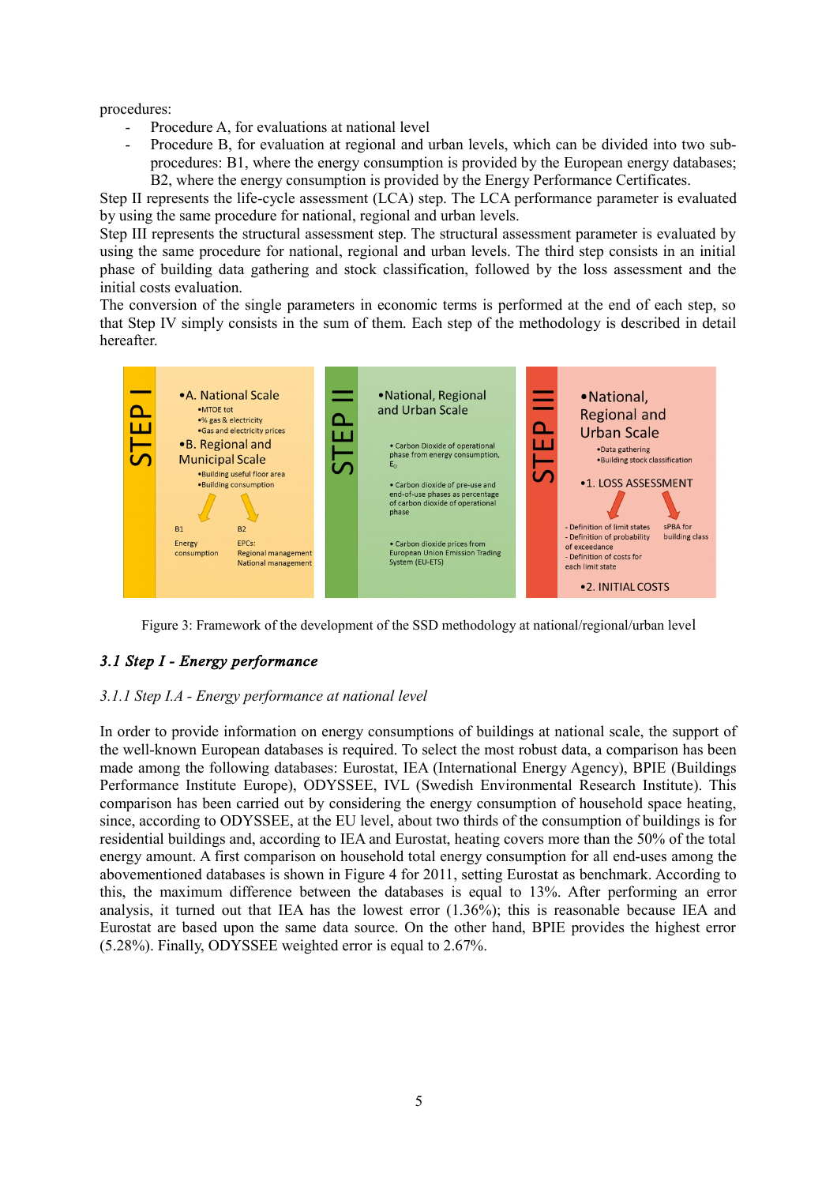procedures:

- Procedure A, for evaluations at national level
- Procedure B, for evaluation at regional and urban levels, which can be divided into two sub-procedures: B1, where the energy consumption is provided by the European energy databases; B2, where the energy consumption is provided by the Energy Performance Certificates.

Step II represents the life-cycle assessment (LCA) step. The LCA performance parameter is evaluated by using the same procedure for national, regional and urban levels.

Step III represents the structural assessment step. The structural assessment parameter is evaluated by using the same procedure for national, regional and urban levels. The third step consists in an initial phase of building data gathering and stock classification, followed by the loss assessment and the initial costs evaluation.

The conversion of the single parameters in economic terms is performed at the end of each step, so that Step IV simply consists in the sum of them. Each step of the methodology is described in detail hereafter.

Figure 3: Framework of the development of the SSD methodology at national/regional/urban level

## *3.1 Step I - Energy performance*

### *3.1.1 Step I.A - Energy performance at national level*

In order to provide information on energy consumptions of buildings at national scale, the support of the well-known European databases is required. To select the most robust data, a comparison has been made among the following databases: Eurostat, IEA (International Energy Agency), BPIE (Buildings Performance Institute Europe), ODYSSEE, IVL (Swedish Environmental Research Institute). This comparison has been carried out by considering the energy consumption of household space heating, since, according to ODYSSEE, at the EU level, about two thirds of the consumption of buildings is for residential buildings and, according to IEA and Eurostat, heating covers more than the 50% of the total energy amount. A first comparison on household total energy consumption for all end-uses among the abovementioned databases is shown in Figure 4 for 2011, setting Eurostat as benchmark. According to this, the maximum difference between the databases is equal to 13%. After performing an error analysis, it turned out that IEA has the lowest error (1.36%); this is reasonable because IEA and Eurostat are based upon the same data source. On the other hand, BPIE provides the highest error (5.28%). Finally, ODYSSEE weighted error is equal to 2.67%.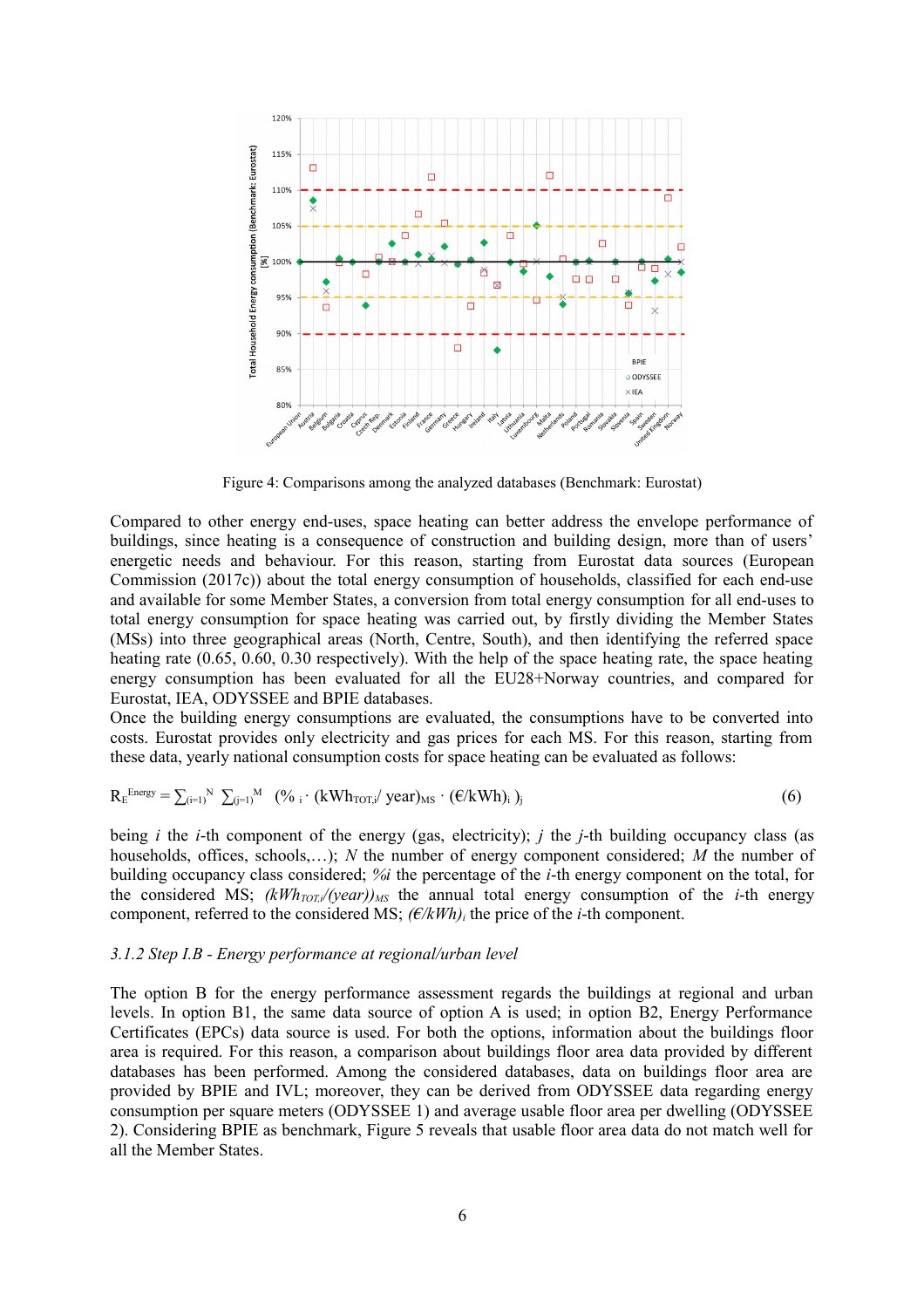Figure 4: Comparisons among the analyzed databases (Benchmark: Eurostat)

Compared to other energy end-uses, space heating can better address the envelope performance of buildings, since heating is a consequence of construction and building design, more than of users' energetic needs and behaviour. For this reason, starting from Eurostat data sources (European Commission (2017c)) about the total energy consumption of households, classified for each end-use and available for some Member States, a conversion from total energy consumption for all end-uses to total energy consumption for space heating was carried out, by firstly dividing the Member States (MSs) into three geographical areas (North, Centre, South), and then identifying the referred space heating rate (0.65, 0.60, 0.30 respectively). With the help of the space heating rate, the space heating energy consumption has been evaluated for all the EU28+Norway countries, and compared for Eurostat, IEA, ODYSSEE and BPIE databases.

Once the building energy consumptions are evaluated, the consumptions have to be converted into costs. Eurostat provides only electricity and gas prices for each MS. For this reason, starting from these data, yearly national consumption costs for space heating can be evaluated as follows:

$$R_E^{Energy} = \sum_{(i=1)}^{N} \sum_{(j=1)}^{M} \left( \%_i \cdot (kWh_{TOT,i}/\ year)_{MS} \cdot (€/kWh)_i \right)_j \qquad (6)$$

being $i$ the $i$-th component of the energy (gas, electricity); $j$ the $j$-th building occupancy class (as households, offices, schools,…); $N$ the number of energy component considered; $M$ the number of building occupancy class considered; $\%i$ the percentage of the $i$-th energy component on the total, for the considered MS; $(kWh_{TOT,i}/(year))_{MS}$ the annual total energy consumption of the $i$-th energy component, referred to the considered MS; $(€/kWh)_i$ the price of the $i$-th component.

### *3.1.2 Step I.B - Energy performance at regional/urban level*

The option B for the energy performance assessment regards the buildings at regional and urban levels. In option B1, the same data source of option A is used; in option B2, Energy Performance Certificates (EPCs) data source is used. For both the options, information about the buildings floor area is required. For this reason, a comparison about buildings floor area data provided by different databases has been performed. Among the considered databases, data on buildings floor area are provided by BPIE and IVL; moreover, they can be derived from ODYSSEE data regarding energy consumption per square meters (ODYSSEE 1) and average usable floor area per dwelling (ODYSSEE 2). Considering BPIE as benchmark, Figure 5 reveals that usable floor area data do not match well for all the Member States.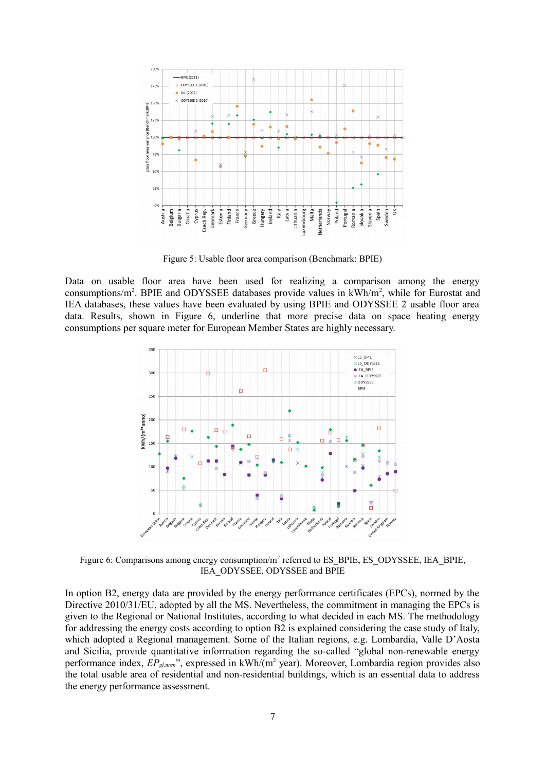Figure 5: Usable floor area comparison (Benchmark: BPIE)

Data on usable floor area have been used for realizing a comparison among the energy consumptions/m². BPIE and ODYSSEE databases provide values in kWh/m², while for Eurostat and IEA databases, these values have been evaluated by using BPIE and ODYSSEE 2 usable floor area data. Results, shown in Figure 6, underline that more precise data on space heating energy consumptions per square meter for European Member States are highly necessary.

Figure 6: Comparisons among energy consumption/m² referred to ES_BPIE, ES_ODYSSEE, IEA_BPIE, IEA_ODYSSEE, ODYSSEE and BPIE

In option B2, energy data are provided by the energy performance certificates (EPCs), normed by the Directive 2010/31/EU, adopted by all the MS. Nevertheless, the commitment in managing the EPCs is given to the Regional or National Institutes, according to what decided in each MS. The methodology for addressing the energy costs according to option B2 is explained considering the case study of Italy, which adopted a Regional management. Some of the Italian regions, e.g. Lombardia, Valle D'Aosta and Sicilia, provide quantitative information regarding the so-called "global non-renewable energy performance index, $EP_{gl,nren}$", expressed in kWh/(m² year). Moreover, Lombardia region provides also the total usable area of residential and non-residential buildings, which is an essential data to address the energy performance assessment.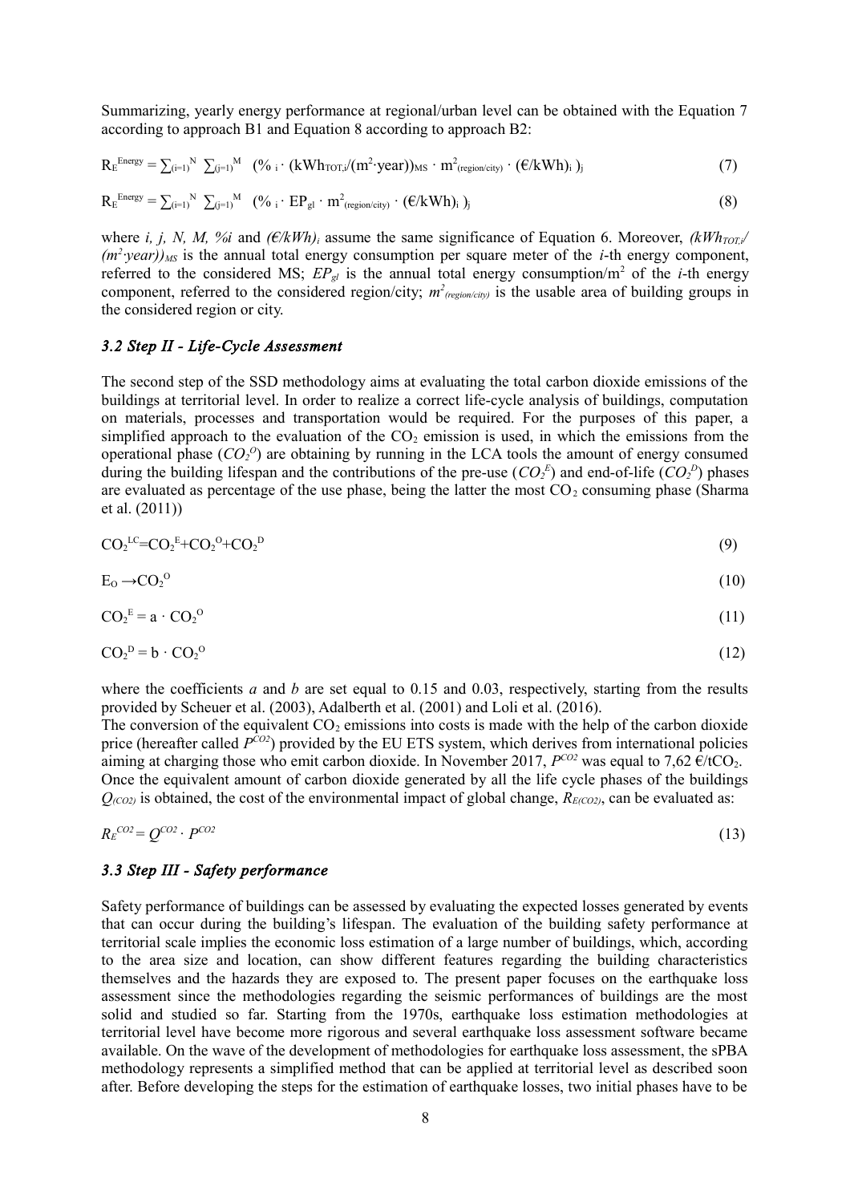Summarizing, yearly energy performance at regional/urban level can be obtained with the Equation 7 according to approach B1 and Equation 8 according to approach B2:

$$R_E^{Energy} = \sum_{(i=1)}^{N} \sum_{(j=1)}^{M} \left(\%_i \cdot (kWh_{TOT,i}/(m^2 \cdot year))_{MS} \cdot m^2_{(region/city)} \cdot (€/kWh)_i\right)_j \tag{7}$$

$$R_E^{Energy} = \sum_{(i=1)}^{N} \sum_{(j=1)}^{M} \left(\%_i \cdot EP_{gl} \cdot m^2_{(region/city)} \cdot (€/kWh)_i\right)_j \tag{8}$$

where *i, j, N, M, %i* and $(€/kWh)_i$ assume the same significance of Equation 6. Moreover, $(kWh_{TOT,i}/(m^2 \cdot year))_{MS}$ is the annual total energy consumption per square meter of the *i*-th energy component, referred to the considered MS; $EP_{gl}$ is the annual total energy consumption/m$^2$ of the *i*-th energy component, referred to the considered region/city; $m^2_{(region/city)}$ is the usable area of building groups in the considered region or city.

### *3.2 Step II - Life-Cycle Assessment*

The second step of the SSD methodology aims at evaluating the total carbon dioxide emissions of the buildings at territorial level. In order to realize a correct life-cycle analysis of buildings, computation on materials, processes and transportation would be required. For the purposes of this paper, a simplified approach to the evaluation of the $CO_2$ emission is used, in which the emissions from the operational phase ($CO_2^O$) are obtaining by running in the LCA tools the amount of energy consumed during the building lifespan and the contributions of the pre-use ($CO_2^E$) and end-of-life ($CO_2^D$) phases are evaluated as percentage of the use phase, being the latter the most $CO_2$ consuming phase (Sharma et al. (2011))

$$CO_2^{LC} = CO_2^E + CO_2^O + CO_2^D \tag{9}$$

$$E_O \rightarrow CO_2^O \tag{10}$$

$$CO_2^E = a \cdot CO_2^O \tag{11}$$

$$CO_2^D = b \cdot CO_2^O \tag{12}$$

where the coefficients *a* and *b* are set equal to 0.15 and 0.03, respectively, starting from the results provided by Scheuer et al. (2003), Adalberth et al. (2001) and Loli et al. (2016).

The conversion of the equivalent $CO_2$ emissions into costs is made with the help of the carbon dioxide price (hereafter called $P^{CO2}$) provided by the EU ETS system, which derives from international policies aiming at charging those who emit carbon dioxide. In November 2017, $P^{CO2}$ was equal to 7,62 €/t$CO_2$. Once the equivalent amount of carbon dioxide generated by all the life cycle phases of the buildings $Q_{(CO2)}$ is obtained, the cost of the environmental impact of global change, $R_{E(CO2)}$, can be evaluated as:

$$R_E^{CO2} = Q^{CO2} \cdot P^{CO2} \tag{13}$$

### *3.3 Step III - Safety performance*

Safety performance of buildings can be assessed by evaluating the expected losses generated by events that can occur during the building's lifespan. The evaluation of the building safety performance at territorial scale implies the economic loss estimation of a large number of buildings, which, according to the area size and location, can show different features regarding the building characteristics themselves and the hazards they are exposed to. The present paper focuses on the earthquake loss assessment since the methodologies regarding the seismic performances of buildings are the most solid and studied so far. Starting from the 1970s, earthquake loss estimation methodologies at territorial level have become more rigorous and several earthquake loss assessment software became available. On the wave of the development of methodologies for earthquake loss assessment, the sPBA methodology represents a simplified method that can be applied at territorial level as described soon after. Before developing the steps for the estimation of earthquake losses, two initial phases have to be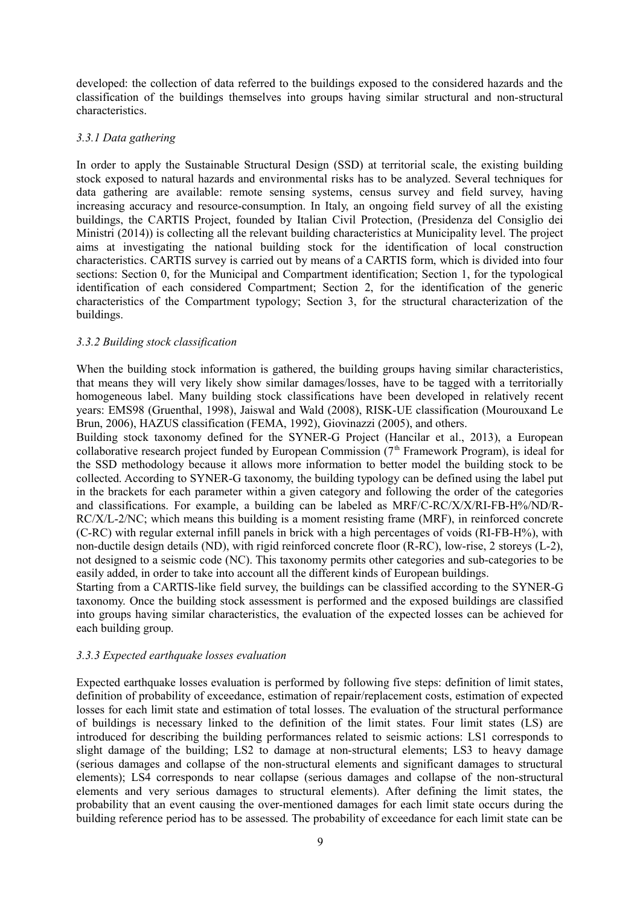developed: the collection of data referred to the buildings exposed to the considered hazards and the classification of the buildings themselves into groups having similar structural and non-structural characteristics.

### *3.3.1 Data gathering*

In order to apply the Sustainable Structural Design (SSD) at territorial scale, the existing building stock exposed to natural hazards and environmental risks has to be analyzed. Several techniques for data gathering are available: remote sensing systems, census survey and field survey, having increasing accuracy and resource-consumption. In Italy, an ongoing field survey of all the existing buildings, the CARTIS Project, founded by Italian Civil Protection, (Presidenza del Consiglio dei Ministri (2014)) is collecting all the relevant building characteristics at Municipality level. The project aims at investigating the national building stock for the identification of local construction characteristics. CARTIS survey is carried out by means of a CARTIS form, which is divided into four sections: Section 0, for the Municipal and Compartment identification; Section 1, for the typological identification of each considered Compartment; Section 2, for the identification of the generic characteristics of the Compartment typology; Section 3, for the structural characterization of the buildings.

### *3.3.2 Building stock classification*

When the building stock information is gathered, the building groups having similar characteristics, that means they will very likely show similar damages/losses, have to be tagged with a territorially homogeneous label. Many building stock classifications have been developed in relatively recent years: EMS98 (Gruenthal, 1998), Jaiswal and Wald (2008), RISK-UE classification (Mourouxand Le Brun, 2006), HAZUS classification (FEMA, 1992), Giovinazzi (2005), and others.

Building stock taxonomy defined for the SYNER-G Project (Hancilar et al., 2013), a European collaborative research project funded by European Commission (7th Framework Program), is ideal for the SSD methodology because it allows more information to better model the building stock to be collected. According to SYNER-G taxonomy, the building typology can be defined using the label put in the brackets for each parameter within a given category and following the order of the categories and classifications. For example, a building can be labeled as MRF/C-RC/X/X/RI-FB-H%/ND/R-RC/X/L-2/NC; which means this building is a moment resisting frame (MRF), in reinforced concrete (C-RC) with regular external infill panels in brick with a high percentages of voids (RI-FB-H%), with non-ductile design details (ND), with rigid reinforced concrete floor (R-RC), low-rise, 2 storeys (L-2), not designed to a seismic code (NC). This taxonomy permits other categories and sub-categories to be easily added, in order to take into account all the different kinds of European buildings.

Starting from a CARTIS-like field survey, the buildings can be classified according to the SYNER-G taxonomy. Once the building stock assessment is performed and the exposed buildings are classified into groups having similar characteristics, the evaluation of the expected losses can be achieved for each building group.

### *3.3.3 Expected earthquake losses evaluation*

Expected earthquake losses evaluation is performed by following five steps: definition of limit states, definition of probability of exceedance, estimation of repair/replacement costs, estimation of expected losses for each limit state and estimation of total losses. The evaluation of the structural performance of buildings is necessary linked to the definition of the limit states. Four limit states (LS) are introduced for describing the building performances related to seismic actions: LS1 corresponds to slight damage of the building; LS2 to damage at non-structural elements; LS3 to heavy damage (serious damages and collapse of the non-structural elements and significant damages to structural elements); LS4 corresponds to near collapse (serious damages and collapse of the non-structural elements and very serious damages to structural elements). After defining the limit states, the probability that an event causing the over-mentioned damages for each limit state occurs during the building reference period has to be assessed. The probability of exceedance for each limit state can be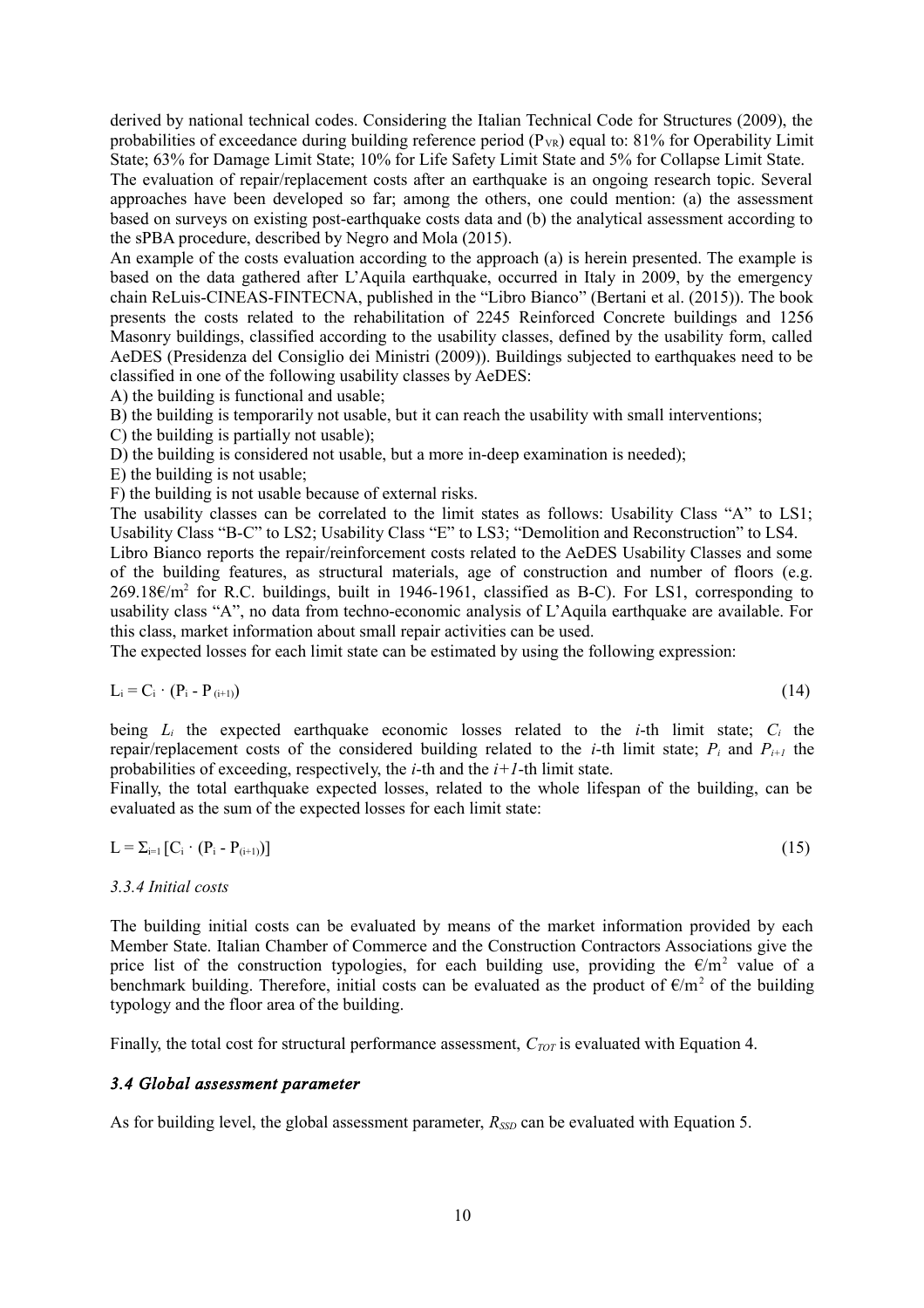derived by national technical codes. Considering the Italian Technical Code for Structures (2009), the probabilities of exceedance during building reference period ($P_{VR}$) equal to: 81% for Operability Limit State; 63% for Damage Limit State; 10% for Life Safety Limit State and 5% for Collapse Limit State.

The evaluation of repair/replacement costs after an earthquake is an ongoing research topic. Several approaches have been developed so far; among the others, one could mention: (a) the assessment based on surveys on existing post-earthquake costs data and (b) the analytical assessment according to the sPBA procedure, described by Negro and Mola (2015).

An example of the costs evaluation according to the approach (a) is herein presented. The example is based on the data gathered after L'Aquila earthquake, occurred in Italy in 2009, by the emergency chain ReLuis-CINEAS-FINTECNA, published in the "Libro Bianco" (Bertani et al. (2015)). The book presents the costs related to the rehabilitation of 2245 Reinforced Concrete buildings and 1256 Masonry buildings, classified according to the usability classes, defined by the usability form, called AeDES (Presidenza del Consiglio dei Ministri (2009)). Buildings subjected to earthquakes need to be classified in one of the following usability classes by AeDES:

A) the building is functional and usable;

B) the building is temporarily not usable, but it can reach the usability with small interventions;

C) the building is partially not usable);

D) the building is considered not usable, but a more in-deep examination is needed);

E) the building is not usable;

F) the building is not usable because of external risks.

The usability classes can be correlated to the limit states as follows: Usability Class "A" to LS1; Usability Class "B-C" to LS2; Usability Class "E" to LS3; "Demolition and Reconstruction" to LS4.

Libro Bianco reports the repair/reinforcement costs related to the AeDES Usability Classes and some of the building features, as structural materials, age of construction and number of floors (e.g. 269.18€/m$^2$ for R.C. buildings, built in 1946-1961, classified as B-C). For LS1, corresponding to usability class "A", no data from techno-economic analysis of L'Aquila earthquake are available. For this class, market information about small repair activities can be used.

The expected losses for each limit state can be estimated by using the following expression:

$$L_i = C_i \cdot (P_i - P_{(i+1)}) \tag{14}$$

being $L_i$ the expected earthquake economic losses related to the $i$-th limit state; $C_i$ the repair/replacement costs of the considered building related to the $i$-th limit state; $P_i$ and $P_{i+1}$ the probabilities of exceeding, respectively, the $i$-th and the $i+1$-th limit state.

Finally, the total earthquake expected losses, related to the whole lifespan of the building, can be evaluated as the sum of the expected losses for each limit state:

$$L = \Sigma_{i=1} [C_i \cdot (P_i - P_{(i+1)})] \tag{15}$$

*3.3.4 Initial costs*

The building initial costs can be evaluated by means of the market information provided by each Member State. Italian Chamber of Commerce and the Construction Contractors Associations give the price list of the construction typologies, for each building use, providing the €/m$^2$ value of a benchmark building. Therefore, initial costs can be evaluated as the product of €/m$^2$ of the building typology and the floor area of the building.

Finally, the total cost for structural performance assessment, $C_{TOT}$ is evaluated with Equation 4.

### *3.4 Global assessment parameter*

As for building level, the global assessment parameter, $R_{SSD}$ can be evaluated with Equation 5.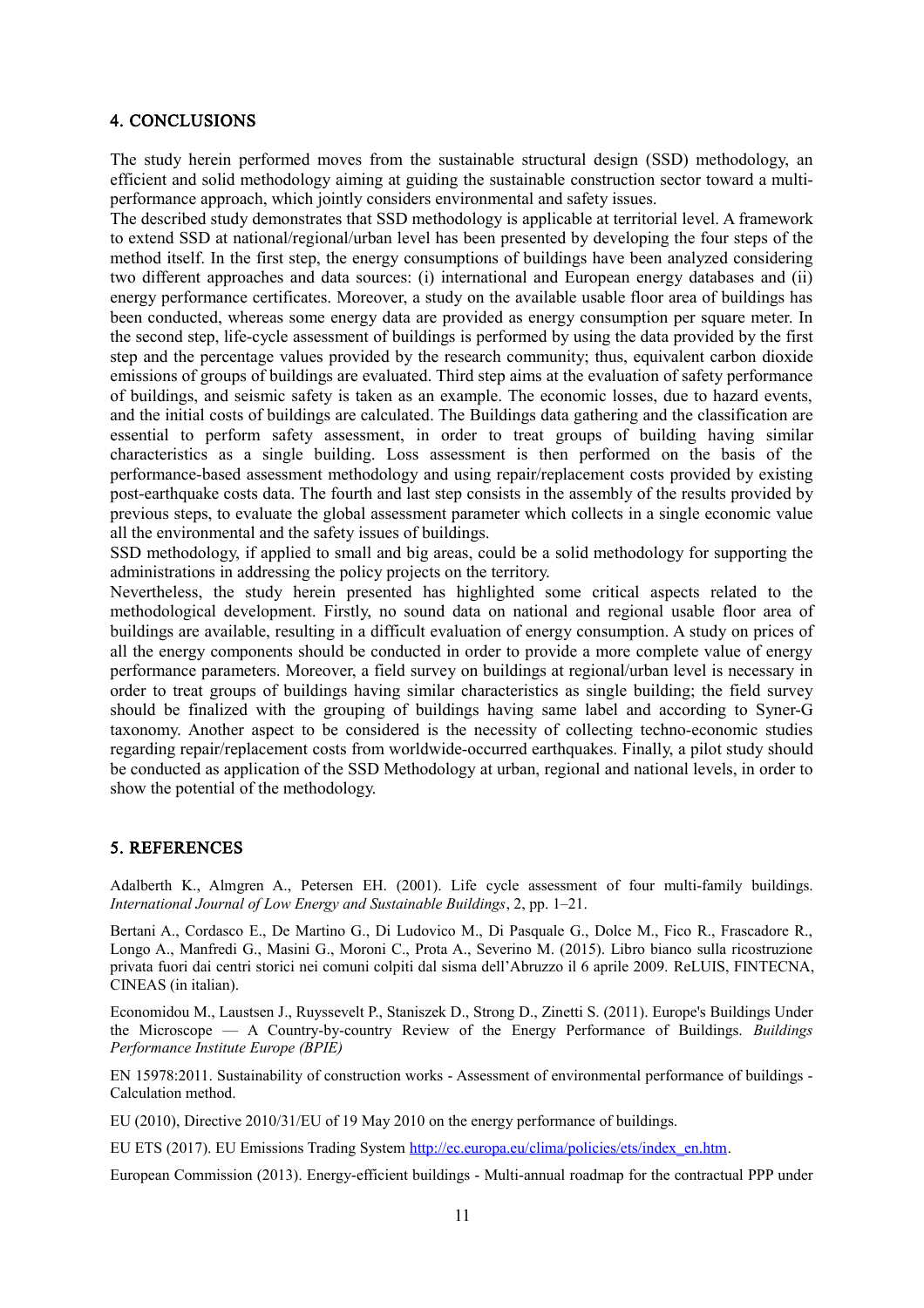## 4. CONCLUSIONS

The study herein performed moves from the sustainable structural design (SSD) methodology, an efficient and solid methodology aiming at guiding the sustainable construction sector toward a multi-performance approach, which jointly considers environmental and safety issues.

The described study demonstrates that SSD methodology is applicable at territorial level. A framework to extend SSD at national/regional/urban level has been presented by developing the four steps of the method itself. In the first step, the energy consumptions of buildings have been analyzed considering two different approaches and data sources: (i) international and European energy databases and (ii) energy performance certificates. Moreover, a study on the available usable floor area of buildings has been conducted, whereas some energy data are provided as energy consumption per square meter. In the second step, life-cycle assessment of buildings is performed by using the data provided by the first step and the percentage values provided by the research community; thus, equivalent carbon dioxide emissions of groups of buildings are evaluated. Third step aims at the evaluation of safety performance of buildings, and seismic safety is taken as an example. The economic losses, due to hazard events, and the initial costs of buildings are calculated. The Buildings data gathering and the classification are essential to perform safety assessment, in order to treat groups of building having similar characteristics as a single building. Loss assessment is then performed on the basis of the performance-based assessment methodology and using repair/replacement costs provided by existing post-earthquake costs data. The fourth and last step consists in the assembly of the results provided by previous steps, to evaluate the global assessment parameter which collects in a single economic value all the environmental and the safety issues of buildings.

SSD methodology, if applied to small and big areas, could be a solid methodology for supporting the administrations in addressing the policy projects on the territory.

Nevertheless, the study herein presented has highlighted some critical aspects related to the methodological development. Firstly, no sound data on national and regional usable floor area of buildings are available, resulting in a difficult evaluation of energy consumption. A study on prices of all the energy components should be conducted in order to provide a more complete value of energy performance parameters. Moreover, a field survey on buildings at regional/urban level is necessary in order to treat groups of buildings having similar characteristics as single building; the field survey should be finalized with the grouping of buildings having same label and according to Syner-G taxonomy. Another aspect to be considered is the necessity of collecting techno-economic studies regarding repair/replacement costs from worldwide-occurred earthquakes. Finally, a pilot study should be conducted as application of the SSD Methodology at urban, regional and national levels, in order to show the potential of the methodology.

## 5. REFERENCES

Adalberth K., Almgren A., Petersen EH. (2001). Life cycle assessment of four multi-family buildings. *International Journal of Low Energy and Sustainable Buildings*, 2, pp. 1–21.

Bertani A., Cordasco E., De Martino G., Di Ludovico M., Di Pasquale G., Dolce M., Fico R., Frascadore R., Longo A., Manfredi G., Masini G., Moroni C., Prota A., Severino M. (2015). Libro bianco sulla ricostruzione privata fuori dai centri storici nei comuni colpiti dal sisma dell'Abruzzo il 6 aprile 2009. ReLUIS, FINTECNA, CINEAS (in italian).

Economidou M., Laustsen J., Ruyssevelt P., Staniszek D., Strong D., Zinetti S. (2011). Europe's Buildings Under the Microscope — A Country-by-country Review of the Energy Performance of Buildings. *Buildings Performance Institute Europe (BPIE)*

EN 15978:2011. Sustainability of construction works - Assessment of environmental performance of buildings - Calculation method.

EU (2010), Directive 2010/31/EU of 19 May 2010 on the energy performance of buildings.

EU ETS (2017). EU Emissions Trading System http://ec.europa.eu/clima/policies/ets/index_en.htm.

European Commission (2013). Energy-efficient buildings - Multi-annual roadmap for the contractual PPP under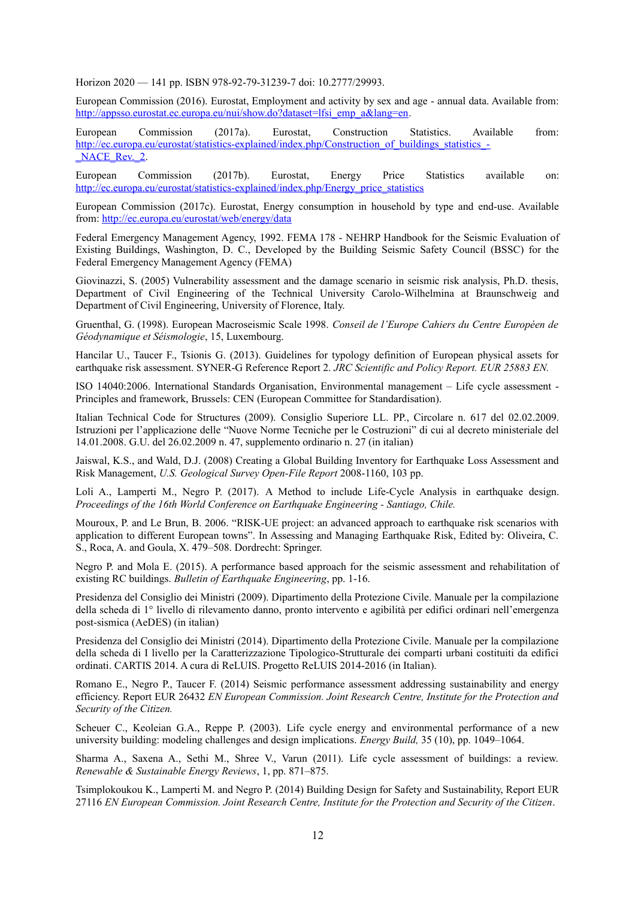Horizon 2020 — 141 pp. ISBN 978-92-79-31239-7 doi: 10.2777/29993.

European Commission (2016). Eurostat, Employment and activity by sex and age - annual data. Available from: http://appsso.eurostat.ec.europa.eu/nui/show.do?dataset=lfsi_emp_a&lang=en.

European Commission (2017a). Eurostat, Construction Statistics. Available from: http://ec.europa.eu/eurostat/statistics-explained/index.php/Construction_of_buildings_statistics_-_NACE_Rev._2.

European Commission (2017b). Eurostat, Energy Price Statistics available on: http://ec.europa.eu/eurostat/statistics-explained/index.php/Energy_price_statistics

European Commission (2017c). Eurostat, Energy consumption in household by type and end-use. Available from: http://ec.europa.eu/eurostat/web/energy/data

Federal Emergency Management Agency, 1992. FEMA 178 - NEHRP Handbook for the Seismic Evaluation of Existing Buildings, Washington, D. C., Developed by the Building Seismic Safety Council (BSSC) for the Federal Emergency Management Agency (FEMA)

Giovinazzi, S. (2005) Vulnerability assessment and the damage scenario in seismic risk analysis, Ph.D. thesis, Department of Civil Engineering of the Technical University Carolo-Wilhelmina at Braunschweig and Department of Civil Engineering, University of Florence, Italy.

Gruenthal, G. (1998). European Macroseismic Scale 1998. *Conseil de l'Europe Cahiers du Centre Européen de Géodynamique et Séismologie*, 15, Luxembourg.

Hancilar U., Taucer F., Tsionis G. (2013). Guidelines for typology definition of European physical assets for earthquake risk assessment. SYNER-G Reference Report 2. *JRC Scientific and Policy Report. EUR 25883 EN.*

ISO 14040:2006. International Standards Organisation, Environmental management – Life cycle assessment - Principles and framework, Brussels: CEN (European Committee for Standardisation).

Italian Technical Code for Structures (2009). Consiglio Superiore LL. PP., Circolare n. 617 del 02.02.2009. Istruzioni per l'applicazione delle "Nuove Norme Tecniche per le Costruzioni" di cui al decreto ministeriale del 14.01.2008. G.U. del 26.02.2009 n. 47, supplemento ordinario n. 27 (in italian)

Jaiswal, K.S., and Wald, D.J. (2008) Creating a Global Building Inventory for Earthquake Loss Assessment and Risk Management, *U.S. Geological Survey Open-File Report* 2008-1160, 103 pp.

Loli A., Lamperti M., Negro P. (2017). A Method to include Life-Cycle Analysis in earthquake design. *Proceedings of the 16th World Conference on Earthquake Engineering - Santiago, Chile.*

Mouroux, P. and Le Brun, B. 2006. "RISK-UE project: an advanced approach to earthquake risk scenarios with application to different European towns". In Assessing and Managing Earthquake Risk, Edited by: Oliveira, C. S., Roca, A. and Goula, X. 479–508. Dordrecht: Springer.

Negro P. and Mola E. (2015). A performance based approach for the seismic assessment and rehabilitation of existing RC buildings. *Bulletin of Earthquake Engineering*, pp. 1-16.

Presidenza del Consiglio dei Ministri (2009). Dipartimento della Protezione Civile. Manuale per la compilazione della scheda di 1° livello di rilevamento danno, pronto intervento e agibilità per edifici ordinari nell'emergenza post-sismica (AeDES) (in italian)

Presidenza del Consiglio dei Ministri (2014). Dipartimento della Protezione Civile. Manuale per la compilazione della scheda di I livello per la Caratterizzazione Tipologico-Strutturale dei comparti urbani costituiti da edifici ordinati. CARTIS 2014. A cura di ReLUIS. Progetto ReLUIS 2014-2016 (in Italian).

Romano E., Negro P., Taucer F. (2014) Seismic performance assessment addressing sustainability and energy efficiency. Report EUR 26432 *EN European Commission. Joint Research Centre, Institute for the Protection and Security of the Citizen.*

Scheuer C., Keoleian G.A., Reppe P. (2003). Life cycle energy and environmental performance of a new university building: modeling challenges and design implications. *Energy Build,* 35 (10), pp. 1049–1064.

Sharma A., Saxena A., Sethi M., Shree V., Varun (2011). Life cycle assessment of buildings: a review. *Renewable & Sustainable Energy Reviews*, 1, pp. 871–875.

Tsimplokoukou K., Lamperti M. and Negro P. (2014) Building Design for Safety and Sustainability, Report EUR 27116 *EN European Commission. Joint Research Centre, Institute for the Protection and Security of the Citizen*.